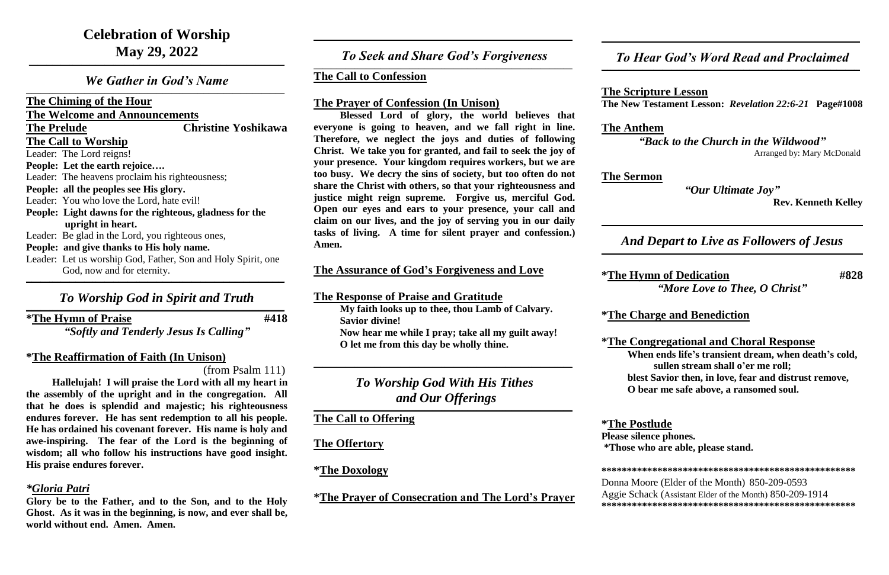# Celebration of Worship
# May 29, 2022

## *We Gather in God's Name*

**The Chiming of the Hour**

**The Welcome and Announcements**

**The Prelude** **Christine Yoshikawa**

**The Call to Worship**

Leader: The Lord reigns!

**People: Let the earth rejoice….**

Leader: The heavens proclaim his righteousness;

**People: all the peoples see His glory.**

Leader: You who love the Lord, hate evil!

**People: Light dawns for the righteous, gladness for the upright in heart.**

Leader: Be glad in the Lord, you righteous ones,

**People: and give thanks to His holy name.**

Leader: Let us worship God, Father, Son and Holy Spirit, one God, now and for eternity.

## *To Worship God in Spirit and Truth*

**\*The Hymn of Praise** **#418**

***"Softly and Tenderly Jesus Is Calling"***

**\*The Reaffirmation of Faith (In Unison)**

(from Psalm 111)

**Hallelujah! I will praise the Lord with all my heart in the assembly of the upright and in the congregation. All that he does is splendid and majestic; his righteousness endures forever. He has sent redemption to all his people. He has ordained his covenant forever. His name is holy and awe-inspiring. The fear of the Lord is the beginning of wisdom; all who follow his instructions have good insight. His praise endures forever.**

***\*Gloria Patri***

**Glory be to the Father, and to the Son, and to the Holy Ghost. As it was in the beginning, is now, and ever shall be, world without end. Amen. Amen.**

## *To Seek and Share God's Forgiveness*

**The Call to Confession**

**The Prayer of Confession (In Unison)**

**Blessed Lord of glory, the world believes that everyone is going to heaven, and we fall right in line. Therefore, we neglect the joys and duties of following Christ. We take you for granted, and fail to seek the joy of your presence. Your kingdom requires workers, but we are too busy. We decry the sins of society, but too often do not share the Christ with others, so that your righteousness and justice might reign supreme. Forgive us, merciful God. Open our eyes and ears to your presence, your call and claim on our lives, and the joy of serving you in our daily tasks of living. A time for silent prayer and confession.) Amen.**

**The Assurance of God's Forgiveness and Love**

**The Response of Praise and Gratitude**

**My faith looks up to thee, thou Lamb of Calvary. Savior divine!**
**Now hear me while I pray; take all my guilt away!**
**O let me from this day be wholly thine.**

## *To Worship God With His Tithes and Our Offerings*

**The Call to Offering**

**The Offertory**

**\*The Doxology**

**\*The Prayer of Consecration and The Lord's Prayer**

## *To Hear God's Word Read and Proclaimed*

**The Scripture Lesson**

**The New Testament Lesson: *Revelation 22:6-21* Page#1008**

**The Anthem**

***"Back to the Church in the Wildwood"***

Arranged by: Mary McDonald

**The Sermon**

***"Our Ultimate Joy"***

**Rev. Kenneth Kelley**

## *And Depart to Live as Followers of Jesus*

**\*The Hymn of Dedication** **#828**

***"More Love to Thee, O Christ"***

**\*The Charge and Benediction**

**\*The Congregational and Choral Response**

**When ends life's transient dream, when death's cold, sullen stream shall o'er me roll;**
**blest Savior then, in love, fear and distrust remove,**
**O bear me safe above, a ransomed soul.**

**\*The Postlude**

**Please silence phones.**

**\*Those who are able, please stand.**

\*\*\*\*\*\*\*\*\*\*\*\*\*\*\*\*\*\*\*\*\*\*\*\*\*\*\*\*\*\*\*\*\*\*\*\*\*\*\*\*\*\*\*\*\*\*\*\*\*\*\*\*

Donna Moore (Elder of the Month) 850-209-0593

Aggie Schack (Assistant Elder of the Month) 850-209-1914

\*\*\*\*\*\*\*\*\*\*\*\*\*\*\*\*\*\*\*\*\*\*\*\*\*\*\*\*\*\*\*\*\*\*\*\*\*\*\*\*\*\*\*\*\*\*\*\*\*\*\*\*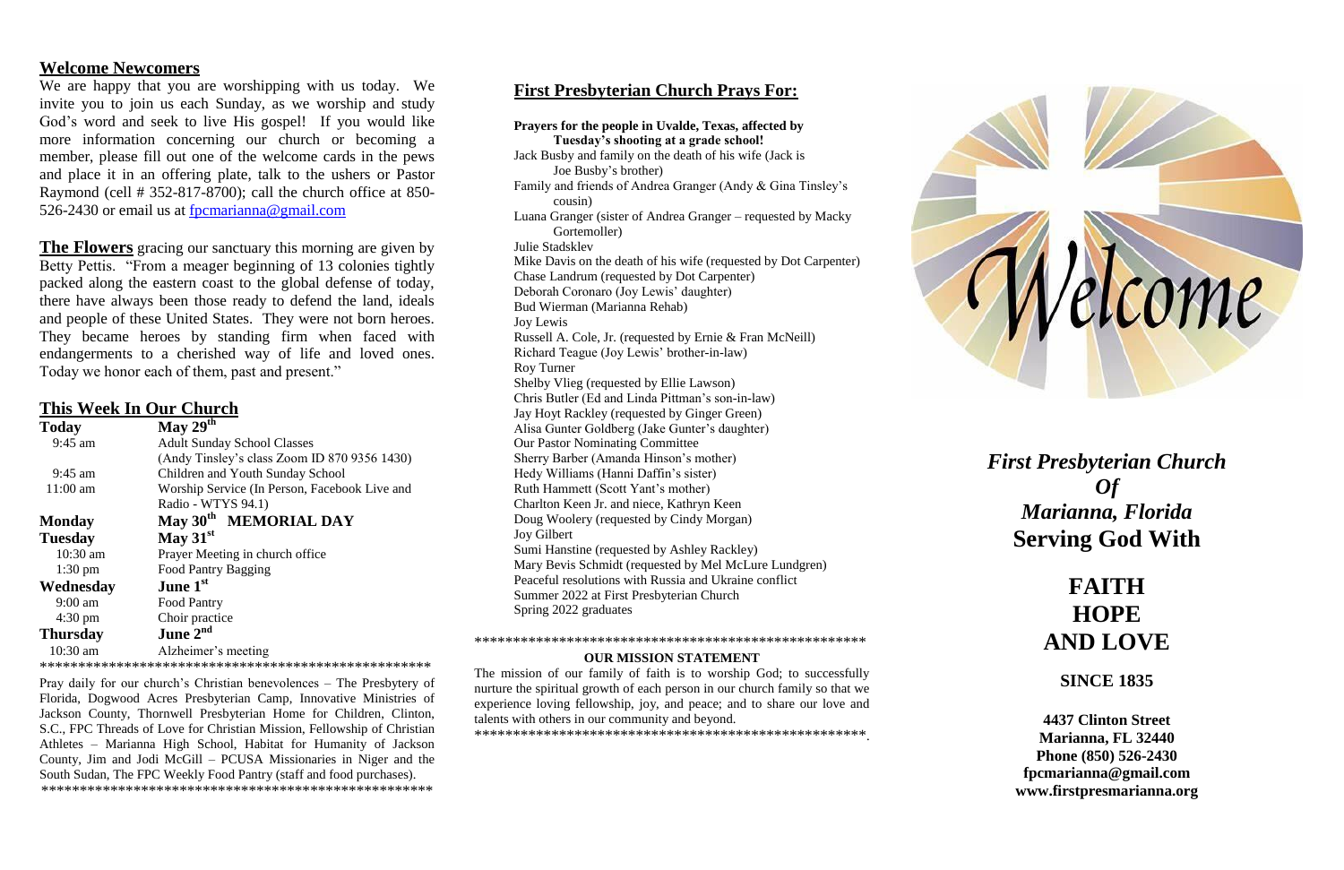## Welcome Newcomers

We are happy that you are worshipping with us today. We invite you to join us each Sunday, as we worship and study God's word and seek to live His gospel! If you would like more information concerning our church or becoming a member, please fill out one of the welcome cards in the pews and place it in an offering plate, talk to the ushers or Pastor Raymond (cell # 352-817-8700); call the church office at 850-526-2430 or email us at fpcmarianna@gmail.com

**The Flowers** gracing our sanctuary this morning are given by Betty Pettis. "From a meager beginning of 13 colonies tightly packed along the eastern coast to the global defense of today, there have always been those ready to defend the land, ideals and people of these United States. They were not born heroes. They became heroes by standing firm when faced with endangerments to a cherished way of life and loved ones. Today we honor each of them, past and present."

## This Week In Our Church

| | |
|---|---|
| **Today** | **May 29th** |
| 9:45 am | Adult Sunday School Classes (Andy Tinsley's class Zoom ID 870 9356 1430) |
| 9:45 am | Children and Youth Sunday School |
| 11:00 am | Worship Service (In Person, Facebook Live and Radio - WTYS 94.1) |
| **Monday** | **May 30th MEMORIAL DAY** |
| **Tuesday** | **May 31st** |
| 10:30 am | Prayer Meeting in church office |
| 1:30 pm | Food Pantry Bagging |
| **Wednesday** | **June 1st** |
| 9:00 am | Food Pantry |
| 4:30 pm | Choir practice |
| **Thursday** | **June 2nd** |
| 10:30 am | Alzheimer's meeting |

\*\*\*\*\*\*\*\*\*\*\*\*\*\*\*\*\*\*\*\*\*\*\*\*\*\*\*\*\*\*\*\*\*\*\*\*\*\*\*\*\*\*\*\*\*\*\*\*\*\*\*\*

Pray daily for our church's Christian benevolences – The Presbytery of Florida, Dogwood Acres Presbyterian Camp, Innovative Ministries of Jackson County, Thornwell Presbyterian Home for Children, Clinton, S.C., FPC Threads of Love for Christian Mission, Fellowship of Christian Athletes – Marianna High School, Habitat for Humanity of Jackson County, Jim and Jodi McGill – PCUSA Missionaries in Niger and the South Sudan, The FPC Weekly Food Pantry (staff and food purchases).

\*\*\*\*\*\*\*\*\*\*\*\*\*\*\*\*\*\*\*\*\*\*\*\*\*\*\*\*\*\*\*\*\*\*\*\*\*\*\*\*\*\*\*\*\*\*\*\*\*\*\*\*

## First Presbyterian Church Prays For:

**Prayers for the people in Uvalde, Texas, affected by Tuesday's shooting at a grade school!**
Jack Busby and family on the death of his wife (Jack is Joe Busby's brother)
Family and friends of Andrea Granger (Andy & Gina Tinsley's cousin)
Luana Granger (sister of Andrea Granger – requested by Macky Gortemoller)
Julie Stadsklev
Mike Davis on the death of his wife (requested by Dot Carpenter)
Chase Landrum (requested by Dot Carpenter)
Deborah Coronaro (Joy Lewis' daughter)
Bud Wierman (Marianna Rehab)
Joy Lewis
Russell A. Cole, Jr. (requested by Ernie & Fran McNeill)
Richard Teague (Joy Lewis' brother-in-law)
Roy Turner
Shelby Vlieg (requested by Ellie Lawson)
Chris Butler (Ed and Linda Pittman's son-in-law)
Jay Hoyt Rackley (requested by Ginger Green)
Alisa Gunter Goldberg (Jake Gunter's daughter)
Our Pastor Nominating Committee
Sherry Barber (Amanda Hinson's mother)
Hedy Williams (Hanni Daffin's sister)
Ruth Hammett (Scott Yant's mother)
Charlton Keen Jr. and niece, Kathryn Keen
Doug Woolery (requested by Cindy Morgan)
Joy Gilbert
Sumi Hanstine (requested by Ashley Rackley)
Mary Bevis Schmidt (requested by Mel McLure Lundgren)
Peaceful resolutions with Russia and Ukraine conflict
Summer 2022 at First Presbyterian Church
Spring 2022 graduates

\*\*\*\*\*\*\*\*\*\*\*\*\*\*\*\*\*\*\*\*\*\*\*\*\*\*\*\*\*\*\*\*\*\*\*\*\*\*\*\*\*\*\*\*\*\*\*\*\*\*\*\*

### OUR MISSION STATEMENT

The mission of our family of faith is to worship God; to successfully nurture the spiritual growth of each person in our church family so that we experience loving fellowship, joy, and peace; and to share our love and talents with others in our community and beyond.

\*\*\*\*\*\*\*\*\*\*\*\*\*\*\*\*\*\*\*\*\*\*\*\*\*\*\*\*\*\*\*\*\*\*\*\*\*\*\*\*\*\*\*\*\*\*\*\*\*\*\*\*.

Welcome

*First Presbyterian Church Of Marianna, Florida*
**Serving God With**

**FAITH**
**HOPE**
**AND LOVE**

**SINCE 1835**

**4437 Clinton Street**
**Marianna, FL 32440**
**Phone (850) 526-2430**
**fpcmarianna@gmail.com**
**www.firstpresmarianna.org**